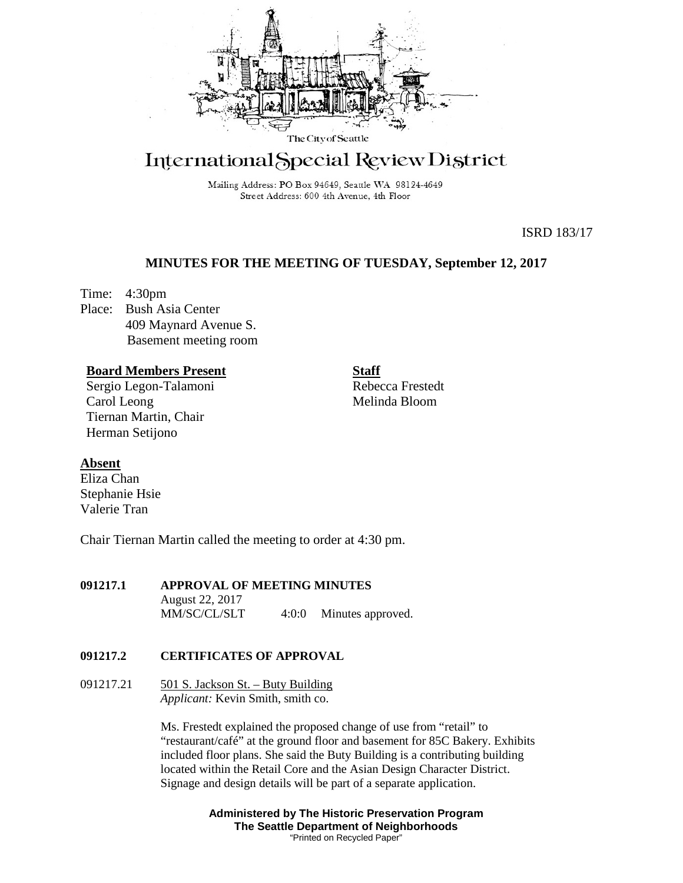The City of Seattle

# International Special Review District

Mailing Address: PO Box 94649, Seattle WA 98124-4649
Street Address: 600 4th Avenue, 4th Floor

ISRD 183/17

## MINUTES FOR THE MEETING OF TUESDAY, September 12, 2017

Time: 4:30pm
Place: Bush Asia Center
409 Maynard Avenue S.
Basement meeting room

**Board Members Present**
Sergio Legon-Talamoni
Carol Leong
Tiernan Martin, Chair
Herman Setijono

**Staff**
Rebecca Frestedt
Melinda Bloom

**Absent**
Eliza Chan
Stephanie Hsie
Valerie Tran

Chair Tiernan Martin called the meeting to order at 4:30 pm.

**091217.1 APPROVAL OF MEETING MINUTES**

August 22, 2017
MM/SC/CL/SLT 4:0:0 Minutes approved.

**091217.2 CERTIFICATES OF APPROVAL**

091217.21 501 S. Jackson St. – Buty Building
*Applicant:* Kevin Smith, smith co.

Ms. Frestedt explained the proposed change of use from "retail" to "restaurant/café" at the ground floor and basement for 85C Bakery. Exhibits included floor plans. She said the Buty Building is a contributing building located within the Retail Core and the Asian Design Character District. Signage and design details will be part of a separate application.

**Administered by The Historic Preservation Program**
**The Seattle Department of Neighborhoods**
"Printed on Recycled Paper"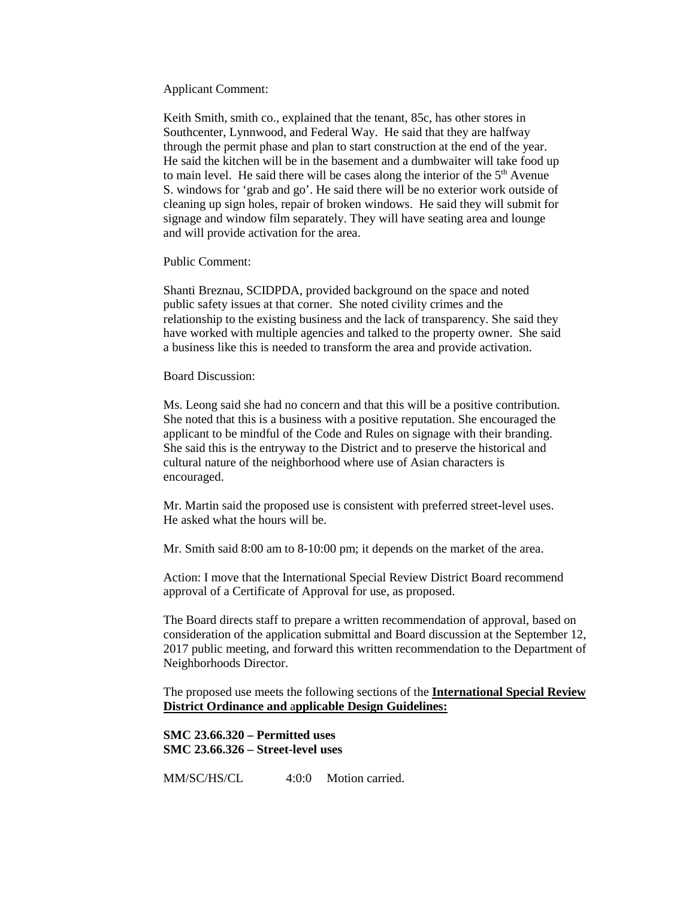Applicant Comment:

Keith Smith, smith co., explained that the tenant, 85c, has other stores in Southcenter, Lynnwood, and Federal Way. He said that they are halfway through the permit phase and plan to start construction at the end of the year. He said the kitchen will be in the basement and a dumbwaiter will take food up to main level. He said there will be cases along the interior of the 5th Avenue S. windows for 'grab and go'. He said there will be no exterior work outside of cleaning up sign holes, repair of broken windows. He said they will submit for signage and window film separately. They will have seating area and lounge and will provide activation for the area.

Public Comment:

Shanti Breznau, SCIDPDA, provided background on the space and noted public safety issues at that corner. She noted civility crimes and the relationship to the existing business and the lack of transparency. She said they have worked with multiple agencies and talked to the property owner. She said a business like this is needed to transform the area and provide activation.

Board Discussion:

Ms. Leong said she had no concern and that this will be a positive contribution. She noted that this is a business with a positive reputation. She encouraged the applicant to be mindful of the Code and Rules on signage with their branding. She said this is the entryway to the District and to preserve the historical and cultural nature of the neighborhood where use of Asian characters is encouraged.

Mr. Martin said the proposed use is consistent with preferred street-level uses. He asked what the hours will be.

Mr. Smith said 8:00 am to 8-10:00 pm; it depends on the market of the area.

Action: I move that the International Special Review District Board recommend approval of a Certificate of Approval for use, as proposed.

The Board directs staff to prepare a written recommendation of approval, based on consideration of the application submittal and Board discussion at the September 12, 2017 public meeting, and forward this written recommendation to the Department of Neighborhoods Director.

The proposed use meets the following sections of the **International Special Review District Ordinance and applicable Design Guidelines:**

**SMC 23.66.320 – Permitted uses**
**SMC 23.66.326 – Street-level uses**

MM/SC/HS/CL 4:0:0 Motion carried.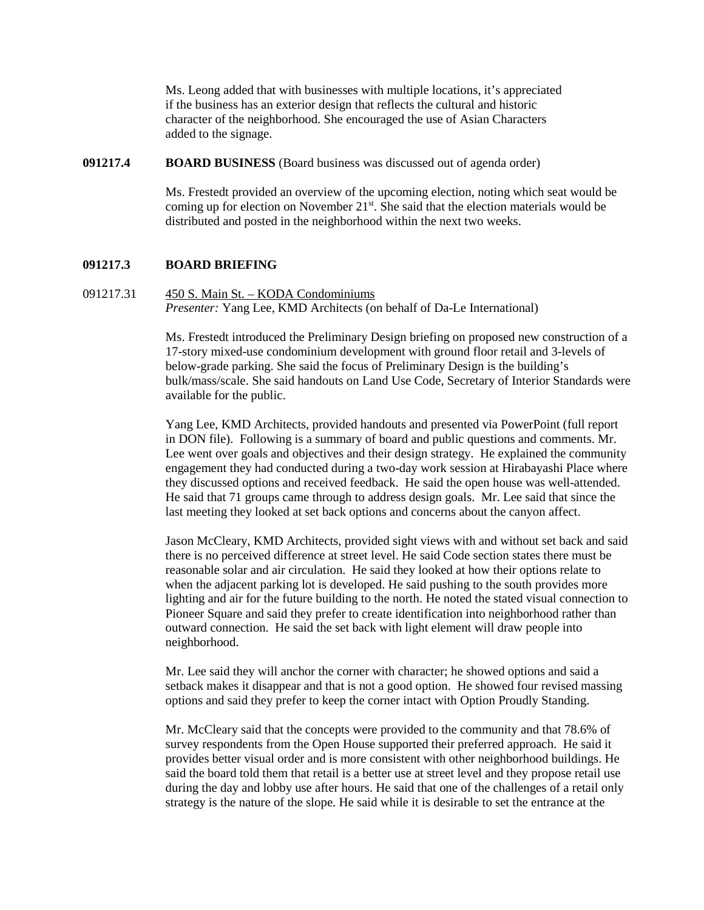Ms. Leong added that with businesses with multiple locations, it's appreciated if the business has an exterior design that reflects the cultural and historic character of the neighborhood. She encouraged the use of Asian Characters added to the signage.

**091217.4 BOARD BUSINESS** (Board business was discussed out of agenda order)

Ms. Frestedt provided an overview of the upcoming election, noting which seat would be coming up for election on November 21st. She said that the election materials would be distributed and posted in the neighborhood within the next two weeks.

**091217.3 BOARD BRIEFING**

091217.31 450 S. Main St. – KODA Condominiums
*Presenter:* Yang Lee, KMD Architects (on behalf of Da-Le International)

Ms. Frestedt introduced the Preliminary Design briefing on proposed new construction of a 17-story mixed-use condominium development with ground floor retail and 3-levels of below-grade parking. She said the focus of Preliminary Design is the building's bulk/mass/scale. She said handouts on Land Use Code, Secretary of Interior Standards were available for the public.

Yang Lee, KMD Architects, provided handouts and presented via PowerPoint (full report in DON file). Following is a summary of board and public questions and comments. Mr. Lee went over goals and objectives and their design strategy. He explained the community engagement they had conducted during a two-day work session at Hirabayashi Place where they discussed options and received feedback. He said the open house was well-attended. He said that 71 groups came through to address design goals. Mr. Lee said that since the last meeting they looked at set back options and concerns about the canyon affect.

Jason McCleary, KMD Architects, provided sight views with and without set back and said there is no perceived difference at street level. He said Code section states there must be reasonable solar and air circulation. He said they looked at how their options relate to when the adjacent parking lot is developed. He said pushing to the south provides more lighting and air for the future building to the north. He noted the stated visual connection to Pioneer Square and said they prefer to create identification into neighborhood rather than outward connection. He said the set back with light element will draw people into neighborhood.

Mr. Lee said they will anchor the corner with character; he showed options and said a setback makes it disappear and that is not a good option. He showed four revised massing options and said they prefer to keep the corner intact with Option Proudly Standing.

Mr. McCleary said that the concepts were provided to the community and that 78.6% of survey respondents from the Open House supported their preferred approach. He said it provides better visual order and is more consistent with other neighborhood buildings. He said the board told them that retail is a better use at street level and they propose retail use during the day and lobby use after hours. He said that one of the challenges of a retail only strategy is the nature of the slope. He said while it is desirable to set the entrance at the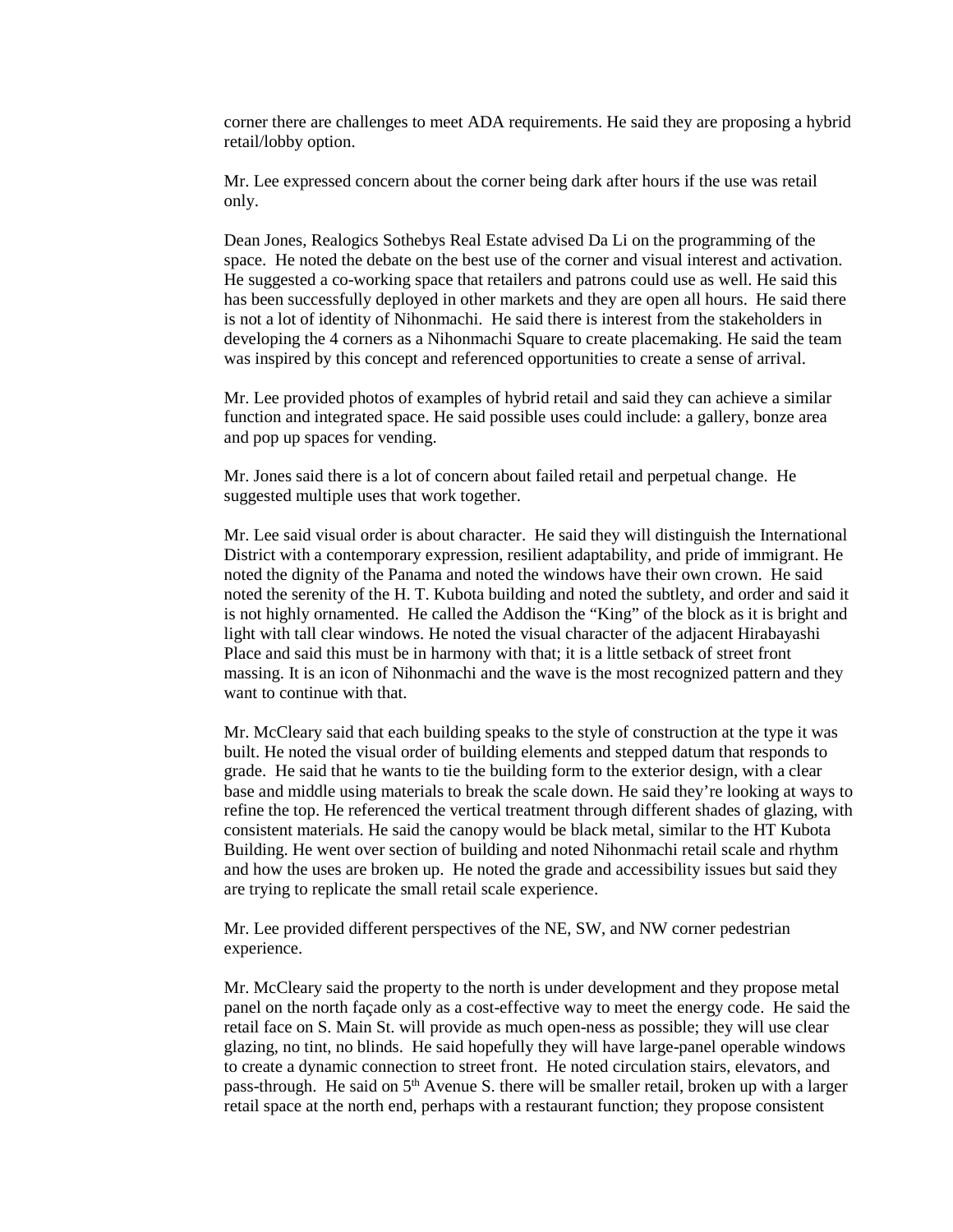corner there are challenges to meet ADA requirements. He said they are proposing a hybrid retail/lobby option.

Mr. Lee expressed concern about the corner being dark after hours if the use was retail only.

Dean Jones, Realogics Sothebys Real Estate advised Da Li on the programming of the space. He noted the debate on the best use of the corner and visual interest and activation. He suggested a co-working space that retailers and patrons could use as well. He said this has been successfully deployed in other markets and they are open all hours. He said there is not a lot of identity of Nihonmachi. He said there is interest from the stakeholders in developing the 4 corners as a Nihonmachi Square to create placemaking. He said the team was inspired by this concept and referenced opportunities to create a sense of arrival.

Mr. Lee provided photos of examples of hybrid retail and said they can achieve a similar function and integrated space. He said possible uses could include: a gallery, bonze area and pop up spaces for vending.

Mr. Jones said there is a lot of concern about failed retail and perpetual change. He suggested multiple uses that work together.

Mr. Lee said visual order is about character. He said they will distinguish the International District with a contemporary expression, resilient adaptability, and pride of immigrant. He noted the dignity of the Panama and noted the windows have their own crown. He said noted the serenity of the H. T. Kubota building and noted the subtlety, and order and said it is not highly ornamented. He called the Addison the "King" of the block as it is bright and light with tall clear windows. He noted the visual character of the adjacent Hirabayashi Place and said this must be in harmony with that; it is a little setback of street front massing. It is an icon of Nihonmachi and the wave is the most recognized pattern and they want to continue with that.

Mr. McCleary said that each building speaks to the style of construction at the type it was built. He noted the visual order of building elements and stepped datum that responds to grade. He said that he wants to tie the building form to the exterior design, with a clear base and middle using materials to break the scale down. He said they're looking at ways to refine the top. He referenced the vertical treatment through different shades of glazing, with consistent materials. He said the canopy would be black metal, similar to the HT Kubota Building. He went over section of building and noted Nihonmachi retail scale and rhythm and how the uses are broken up. He noted the grade and accessibility issues but said they are trying to replicate the small retail scale experience.

Mr. Lee provided different perspectives of the NE, SW, and NW corner pedestrian experience.

Mr. McCleary said the property to the north is under development and they propose metal panel on the north façade only as a cost-effective way to meet the energy code. He said the retail face on S. Main St. will provide as much open-ness as possible; they will use clear glazing, no tint, no blinds. He said hopefully they will have large-panel operable windows to create a dynamic connection to street front. He noted circulation stairs, elevators, and pass-through. He said on 5th Avenue S. there will be smaller retail, broken up with a larger retail space at the north end, perhaps with a restaurant function; they propose consistent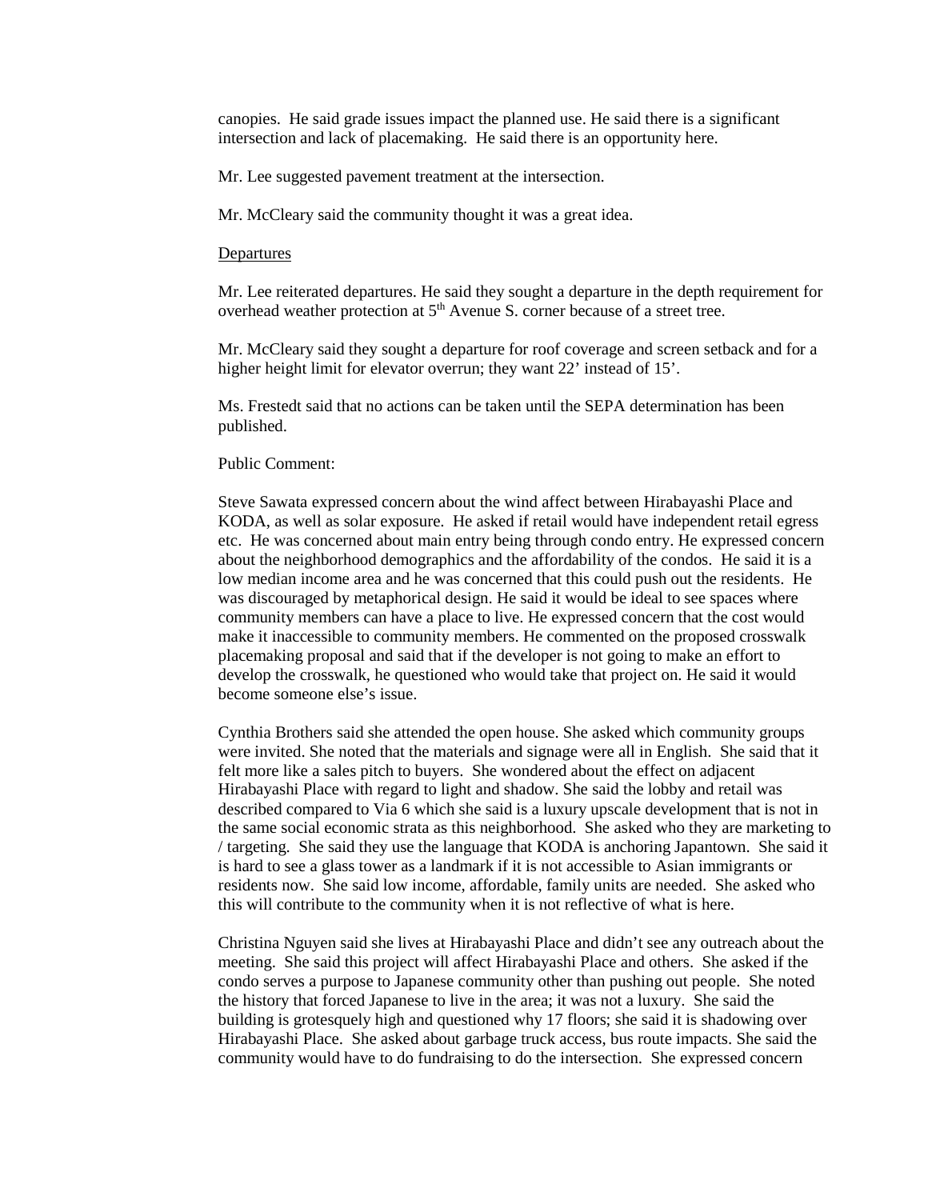canopies. He said grade issues impact the planned use. He said there is a significant intersection and lack of placemaking. He said there is an opportunity here.

Mr. Lee suggested pavement treatment at the intersection.

Mr. McCleary said the community thought it was a great idea.

Departures

Mr. Lee reiterated departures. He said they sought a departure in the depth requirement for overhead weather protection at 5th Avenue S. corner because of a street tree.

Mr. McCleary said they sought a departure for roof coverage and screen setback and for a higher height limit for elevator overrun; they want 22' instead of 15'.

Ms. Frestedt said that no actions can be taken until the SEPA determination has been published.

Public Comment:

Steve Sawata expressed concern about the wind affect between Hirabayashi Place and KODA, as well as solar exposure. He asked if retail would have independent retail egress etc. He was concerned about main entry being through condo entry. He expressed concern about the neighborhood demographics and the affordability of the condos. He said it is a low median income area and he was concerned that this could push out the residents. He was discouraged by metaphorical design. He said it would be ideal to see spaces where community members can have a place to live. He expressed concern that the cost would make it inaccessible to community members. He commented on the proposed crosswalk placemaking proposal and said that if the developer is not going to make an effort to develop the crosswalk, he questioned who would take that project on. He said it would become someone else's issue.

Cynthia Brothers said she attended the open house. She asked which community groups were invited. She noted that the materials and signage were all in English. She said that it felt more like a sales pitch to buyers. She wondered about the effect on adjacent Hirabayashi Place with regard to light and shadow. She said the lobby and retail was described compared to Via 6 which she said is a luxury upscale development that is not in the same social economic strata as this neighborhood. She asked who they are marketing to / targeting. She said they use the language that KODA is anchoring Japantown. She said it is hard to see a glass tower as a landmark if it is not accessible to Asian immigrants or residents now. She said low income, affordable, family units are needed. She asked who this will contribute to the community when it is not reflective of what is here.

Christina Nguyen said she lives at Hirabayashi Place and didn't see any outreach about the meeting. She said this project will affect Hirabayashi Place and others. She asked if the condo serves a purpose to Japanese community other than pushing out people. She noted the history that forced Japanese to live in the area; it was not a luxury. She said the building is grotesquely high and questioned why 17 floors; she said it is shadowing over Hirabayashi Place. She asked about garbage truck access, bus route impacts. She said the community would have to do fundraising to do the intersection. She expressed concern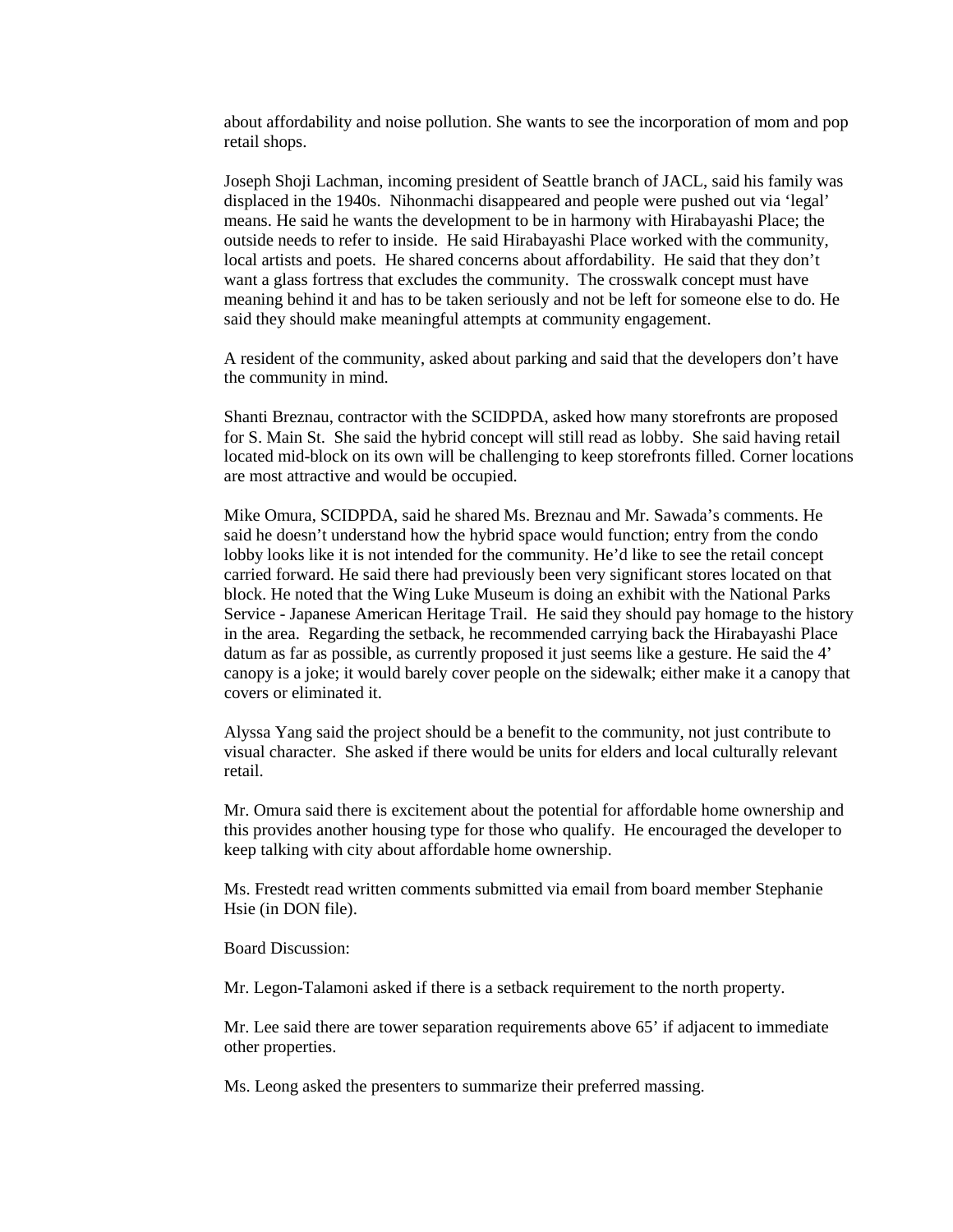about affordability and noise pollution. She wants to see the incorporation of mom and pop retail shops.

Joseph Shoji Lachman, incoming president of Seattle branch of JACL, said his family was displaced in the 1940s. Nihonmachi disappeared and people were pushed out via 'legal' means. He said he wants the development to be in harmony with Hirabayashi Place; the outside needs to refer to inside. He said Hirabayashi Place worked with the community, local artists and poets. He shared concerns about affordability. He said that they don't want a glass fortress that excludes the community. The crosswalk concept must have meaning behind it and has to be taken seriously and not be left for someone else to do. He said they should make meaningful attempts at community engagement.

A resident of the community, asked about parking and said that the developers don't have the community in mind.

Shanti Breznau, contractor with the SCIDPDA, asked how many storefronts are proposed for S. Main St. She said the hybrid concept will still read as lobby. She said having retail located mid-block on its own will be challenging to keep storefronts filled. Corner locations are most attractive and would be occupied.

Mike Omura, SCIDPDA, said he shared Ms. Breznau and Mr. Sawada's comments. He said he doesn't understand how the hybrid space would function; entry from the condo lobby looks like it is not intended for the community. He'd like to see the retail concept carried forward. He said there had previously been very significant stores located on that block. He noted that the Wing Luke Museum is doing an exhibit with the National Parks Service - Japanese American Heritage Trail. He said they should pay homage to the history in the area. Regarding the setback, he recommended carrying back the Hirabayashi Place datum as far as possible, as currently proposed it just seems like a gesture. He said the 4' canopy is a joke; it would barely cover people on the sidewalk; either make it a canopy that covers or eliminated it.

Alyssa Yang said the project should be a benefit to the community, not just contribute to visual character. She asked if there would be units for elders and local culturally relevant retail.

Mr. Omura said there is excitement about the potential for affordable home ownership and this provides another housing type for those who qualify. He encouraged the developer to keep talking with city about affordable home ownership.

Ms. Frestedt read written comments submitted via email from board member Stephanie Hsie (in DON file).

Board Discussion:

Mr. Legon-Talamoni asked if there is a setback requirement to the north property.

Mr. Lee said there are tower separation requirements above 65' if adjacent to immediate other properties.

Ms. Leong asked the presenters to summarize their preferred massing.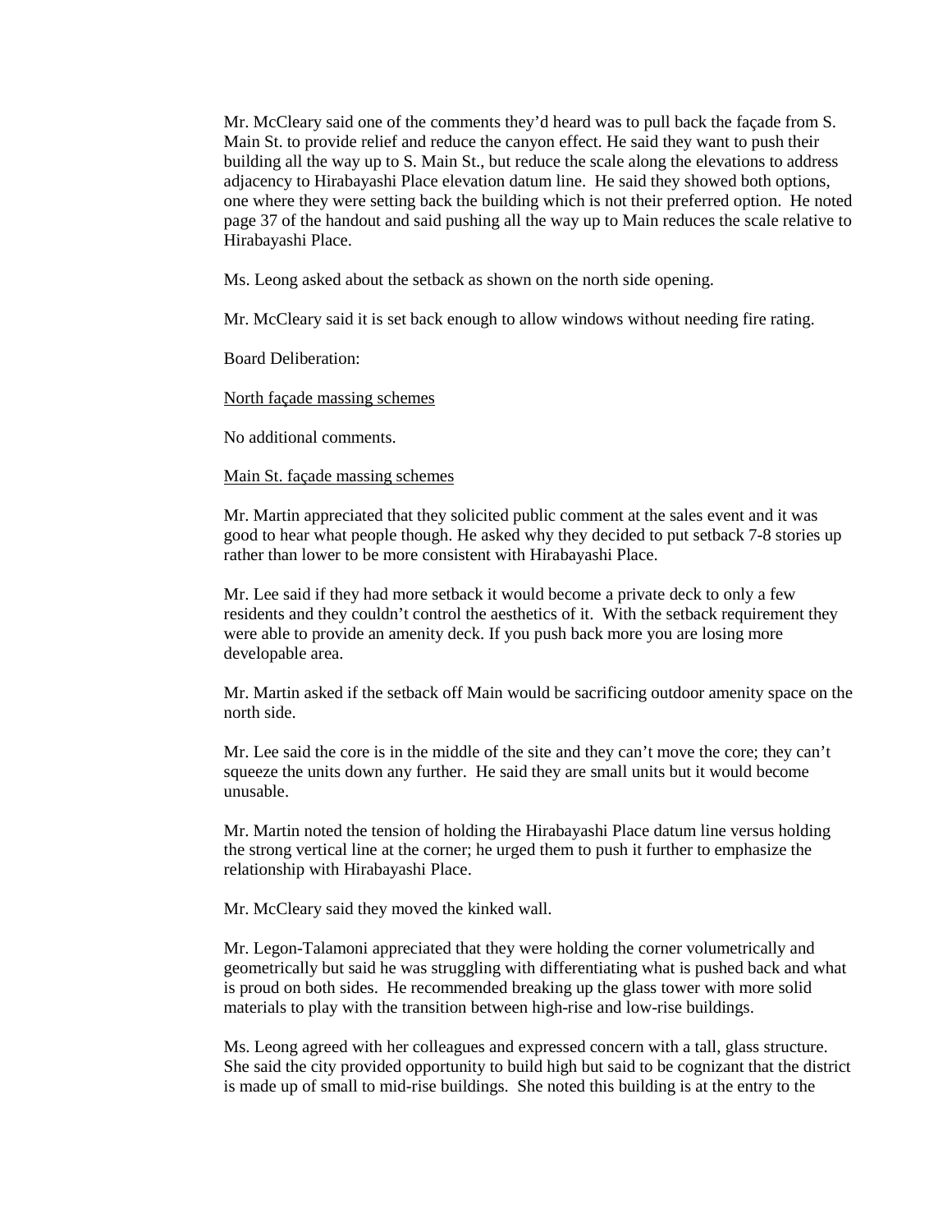Mr. McCleary said one of the comments they'd heard was to pull back the façade from S. Main St. to provide relief and reduce the canyon effect. He said they want to push their building all the way up to S. Main St., but reduce the scale along the elevations to address adjacency to Hirabayashi Place elevation datum line. He said they showed both options, one where they were setting back the building which is not their preferred option. He noted page 37 of the handout and said pushing all the way up to Main reduces the scale relative to Hirabayashi Place.

Ms. Leong asked about the setback as shown on the north side opening.

Mr. McCleary said it is set back enough to allow windows without needing fire rating.

Board Deliberation:

<u>North façade massing schemes</u>

No additional comments.

<u>Main St. façade massing schemes</u>

Mr. Martin appreciated that they solicited public comment at the sales event and it was good to hear what people though. He asked why they decided to put setback 7-8 stories up rather than lower to be more consistent with Hirabayashi Place.

Mr. Lee said if they had more setback it would become a private deck to only a few residents and they couldn't control the aesthetics of it. With the setback requirement they were able to provide an amenity deck. If you push back more you are losing more developable area.

Mr. Martin asked if the setback off Main would be sacrificing outdoor amenity space on the north side.

Mr. Lee said the core is in the middle of the site and they can't move the core; they can't squeeze the units down any further. He said they are small units but it would become unusable.

Mr. Martin noted the tension of holding the Hirabayashi Place datum line versus holding the strong vertical line at the corner; he urged them to push it further to emphasize the relationship with Hirabayashi Place.

Mr. McCleary said they moved the kinked wall.

Mr. Legon-Talamoni appreciated that they were holding the corner volumetrically and geometrically but said he was struggling with differentiating what is pushed back and what is proud on both sides. He recommended breaking up the glass tower with more solid materials to play with the transition between high-rise and low-rise buildings.

Ms. Leong agreed with her colleagues and expressed concern with a tall, glass structure. She said the city provided opportunity to build high but said to be cognizant that the district is made up of small to mid-rise buildings. She noted this building is at the entry to the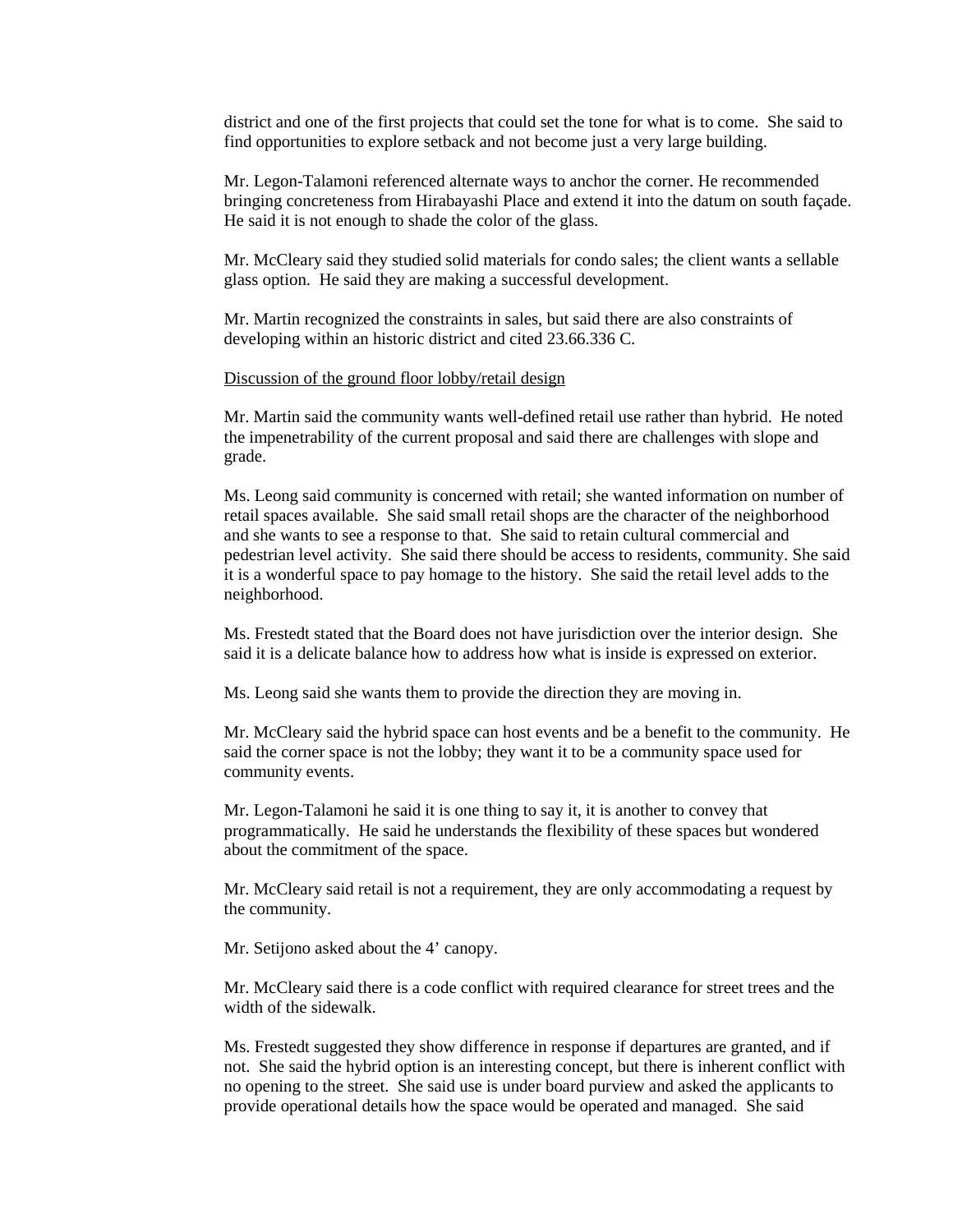district and one of the first projects that could set the tone for what is to come. She said to find opportunities to explore setback and not become just a very large building.

Mr. Legon-Talamoni referenced alternate ways to anchor the corner. He recommended bringing concreteness from Hirabayashi Place and extend it into the datum on south façade. He said it is not enough to shade the color of the glass.

Mr. McCleary said they studied solid materials for condo sales; the client wants a sellable glass option. He said they are making a successful development.

Mr. Martin recognized the constraints in sales, but said there are also constraints of developing within an historic district and cited 23.66.336 C.

Discussion of the ground floor lobby/retail design

Mr. Martin said the community wants well-defined retail use rather than hybrid. He noted the impenetrability of the current proposal and said there are challenges with slope and grade.

Ms. Leong said community is concerned with retail; she wanted information on number of retail spaces available. She said small retail shops are the character of the neighborhood and she wants to see a response to that. She said to retain cultural commercial and pedestrian level activity. She said there should be access to residents, community. She said it is a wonderful space to pay homage to the history. She said the retail level adds to the neighborhood.

Ms. Frestedt stated that the Board does not have jurisdiction over the interior design. She said it is a delicate balance how to address how what is inside is expressed on exterior.

Ms. Leong said she wants them to provide the direction they are moving in.

Mr. McCleary said the hybrid space can host events and be a benefit to the community. He said the corner space is not the lobby; they want it to be a community space used for community events.

Mr. Legon-Talamoni he said it is one thing to say it, it is another to convey that programmatically. He said he understands the flexibility of these spaces but wondered about the commitment of the space.

Mr. McCleary said retail is not a requirement, they are only accommodating a request by the community.

Mr. Setijono asked about the 4' canopy.

Mr. McCleary said there is a code conflict with required clearance for street trees and the width of the sidewalk.

Ms. Frestedt suggested they show difference in response if departures are granted, and if not. She said the hybrid option is an interesting concept, but there is inherent conflict with no opening to the street. She said use is under board purview and asked the applicants to provide operational details how the space would be operated and managed. She said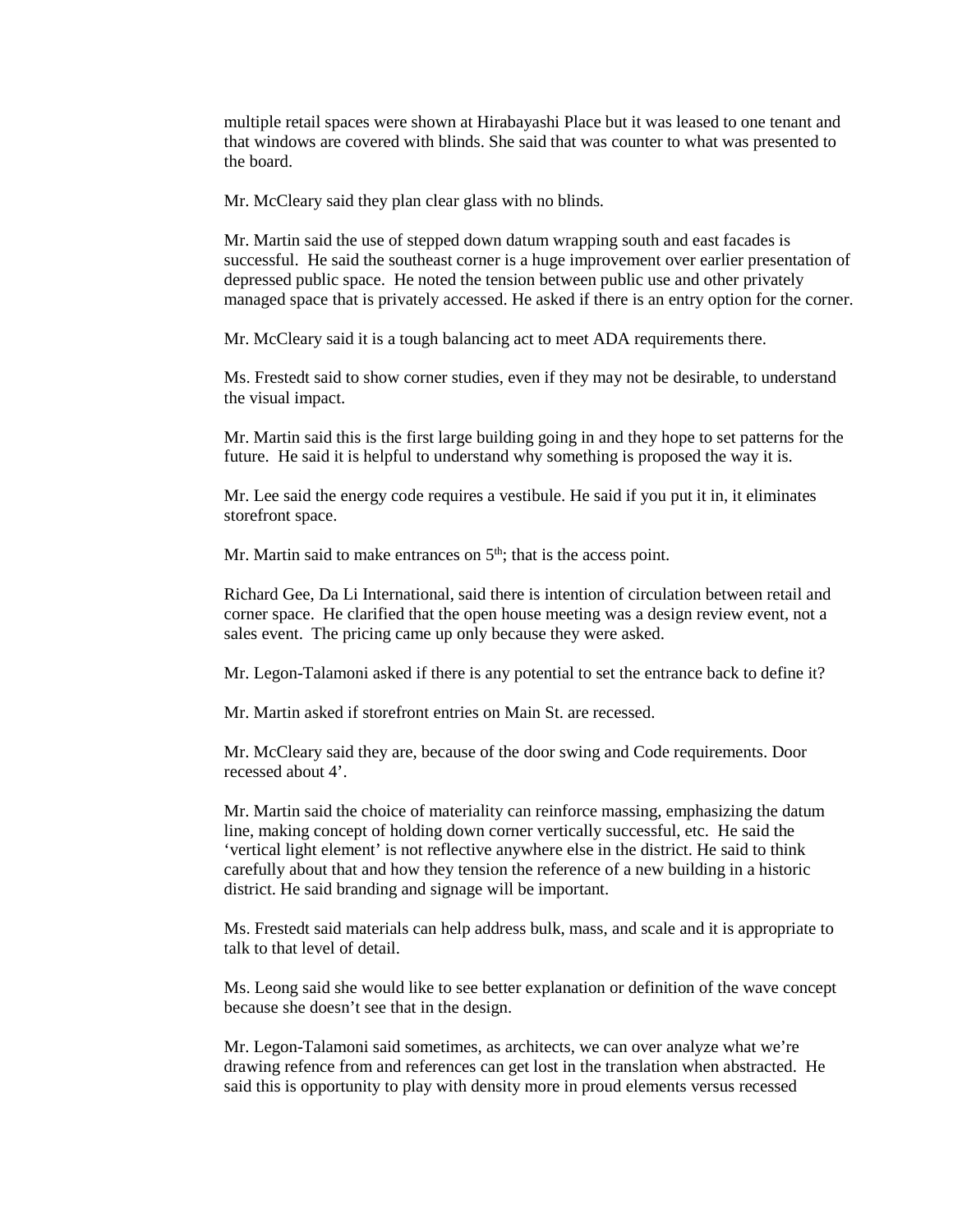multiple retail spaces were shown at Hirabayashi Place but it was leased to one tenant and that windows are covered with blinds. She said that was counter to what was presented to the board.

Mr. McCleary said they plan clear glass with no blinds.

Mr. Martin said the use of stepped down datum wrapping south and east facades is successful. He said the southeast corner is a huge improvement over earlier presentation of depressed public space. He noted the tension between public use and other privately managed space that is privately accessed. He asked if there is an entry option for the corner.

Mr. McCleary said it is a tough balancing act to meet ADA requirements there.

Ms. Frestedt said to show corner studies, even if they may not be desirable, to understand the visual impact.

Mr. Martin said this is the first large building going in and they hope to set patterns for the future. He said it is helpful to understand why something is proposed the way it is.

Mr. Lee said the energy code requires a vestibule. He said if you put it in, it eliminates storefront space.

Mr. Martin said to make entrances on 5th; that is the access point.

Richard Gee, Da Li International, said there is intention of circulation between retail and corner space. He clarified that the open house meeting was a design review event, not a sales event. The pricing came up only because they were asked.

Mr. Legon-Talamoni asked if there is any potential to set the entrance back to define it?

Mr. Martin asked if storefront entries on Main St. are recessed.

Mr. McCleary said they are, because of the door swing and Code requirements. Door recessed about 4'.

Mr. Martin said the choice of materiality can reinforce massing, emphasizing the datum line, making concept of holding down corner vertically successful, etc. He said the 'vertical light element' is not reflective anywhere else in the district. He said to think carefully about that and how they tension the reference of a new building in a historic district. He said branding and signage will be important.

Ms. Frestedt said materials can help address bulk, mass, and scale and it is appropriate to talk to that level of detail.

Ms. Leong said she would like to see better explanation or definition of the wave concept because she doesn't see that in the design.

Mr. Legon-Talamoni said sometimes, as architects, we can over analyze what we're drawing refence from and references can get lost in the translation when abstracted. He said this is opportunity to play with density more in proud elements versus recessed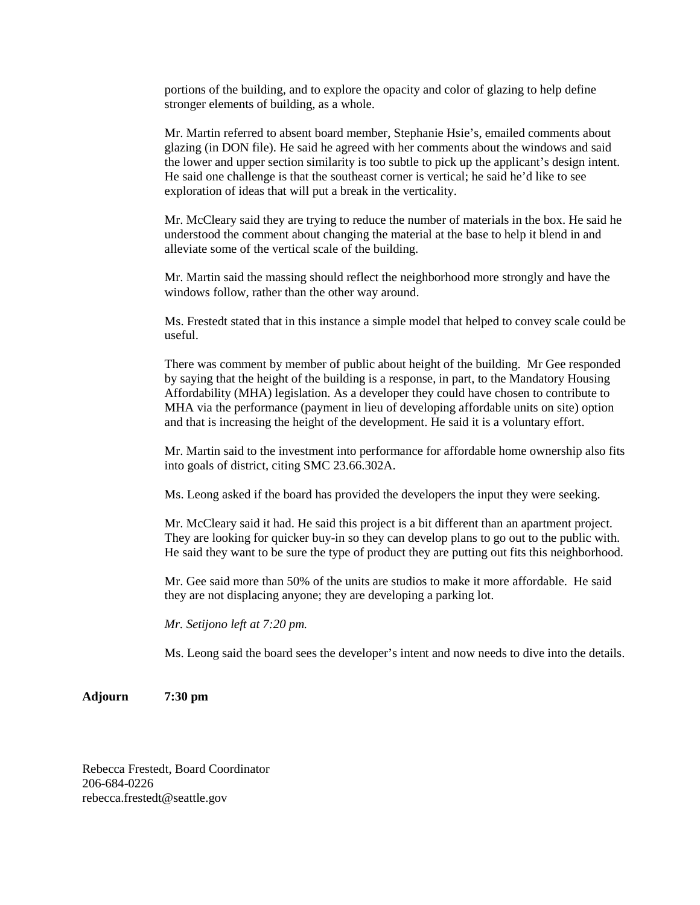portions of the building, and to explore the opacity and color of glazing to help define stronger elements of building, as a whole.

Mr. Martin referred to absent board member, Stephanie Hsie's, emailed comments about glazing (in DON file). He said he agreed with her comments about the windows and said the lower and upper section similarity is too subtle to pick up the applicant's design intent. He said one challenge is that the southeast corner is vertical; he said he'd like to see exploration of ideas that will put a break in the verticality.

Mr. McCleary said they are trying to reduce the number of materials in the box. He said he understood the comment about changing the material at the base to help it blend in and alleviate some of the vertical scale of the building.

Mr. Martin said the massing should reflect the neighborhood more strongly and have the windows follow, rather than the other way around.

Ms. Frestedt stated that in this instance a simple model that helped to convey scale could be useful.

There was comment by member of public about height of the building. Mr Gee responded by saying that the height of the building is a response, in part, to the Mandatory Housing Affordability (MHA) legislation. As a developer they could have chosen to contribute to MHA via the performance (payment in lieu of developing affordable units on site) option and that is increasing the height of the development. He said it is a voluntary effort.

Mr. Martin said to the investment into performance for affordable home ownership also fits into goals of district, citing SMC 23.66.302A.

Ms. Leong asked if the board has provided the developers the input they were seeking.

Mr. McCleary said it had. He said this project is a bit different than an apartment project. They are looking for quicker buy-in so they can develop plans to go out to the public with. He said they want to be sure the type of product they are putting out fits this neighborhood.

Mr. Gee said more than 50% of the units are studios to make it more affordable. He said they are not displacing anyone; they are developing a parking lot.

*Mr. Setijono left at 7:20 pm.*

Ms. Leong said the board sees the developer's intent and now needs to dive into the details.

**Adjourn 7:30 pm**

Rebecca Frestedt, Board Coordinator
206-684-0226
rebecca.frestedt@seattle.gov